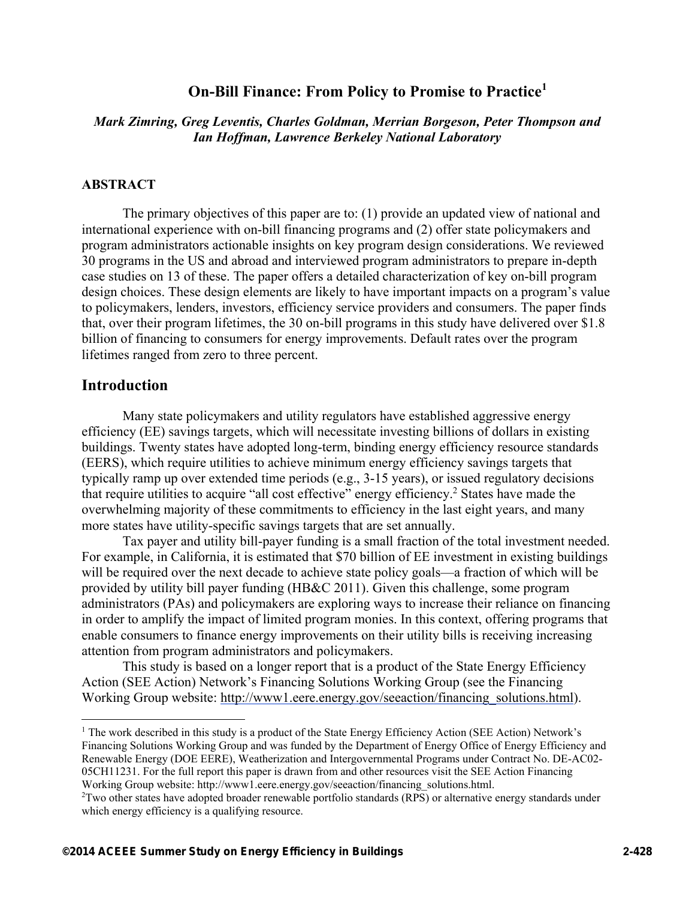# On-Bill Finance: From Policy to Promise to Practice[1]

*Mark Zimring, Greg Leventis, Charles Goldman, Merrian Borgeson, Peter Thompson and Ian Hoffman, Lawrence Berkeley National Laboratory*

## ABSTRACT

The primary objectives of this paper are to: (1) provide an updated view of national and international experience with on-bill financing programs and (2) offer state policymakers and program administrators actionable insights on key program design considerations. We reviewed 30 programs in the US and abroad and interviewed program administrators to prepare in-depth case studies on 13 of these. The paper offers a detailed characterization of key on-bill program design choices. These design elements are likely to have important impacts on a program's value to policymakers, lenders, investors, efficiency service providers and consumers. The paper finds that, over their program lifetimes, the 30 on-bill programs in this study have delivered over $1.8 billion of financing to consumers for energy improvements. Default rates over the program lifetimes ranged from zero to three percent.

## Introduction

Many state policymakers and utility regulators have established aggressive energy efficiency (EE) savings targets, which will necessitate investing billions of dollars in existing buildings. Twenty states have adopted long-term, binding energy efficiency resource standards (EERS), which require utilities to achieve minimum energy efficiency savings targets that typically ramp up over extended time periods (e.g., 3-15 years), or issued regulatory decisions that require utilities to acquire "all cost effective" energy efficiency.[2] States have made the overwhelming majority of these commitments to efficiency in the last eight years, and many more states have utility-specific savings targets that are set annually.

Tax payer and utility bill-payer funding is a small fraction of the total investment needed. For example, in California, it is estimated that $70 billion of EE investment in existing buildings will be required over the next decade to achieve state policy goals—a fraction of which will be provided by utility bill payer funding (HB&C 2011). Given this challenge, some program administrators (PAs) and policymakers are exploring ways to increase their reliance on financing in order to amplify the impact of limited program monies. In this context, offering programs that enable consumers to finance energy improvements on their utility bills is receiving increasing attention from program administrators and policymakers.

This study is based on a longer report that is a product of the State Energy Efficiency Action (SEE Action) Network's Financing Solutions Working Group (see the Financing Working Group website: http://www1.eere.energy.gov/seeaction/financing_solutions.html).

---

[1] The work described in this study is a product of the State Energy Efficiency Action (SEE Action) Network's Financing Solutions Working Group and was funded by the Department of Energy Office of Energy Efficiency and Renewable Energy (DOE EERE), Weatherization and Intergovernmental Programs under Contract No. DE-AC02-05CH11231. For the full report this paper is drawn from and other resources visit the SEE Action Financing Working Group website: http://www1.eere.energy.gov/seeaction/financing_solutions.html.

[2] Two other states have adopted broader renewable portfolio standards (RPS) or alternative energy standards under which energy efficiency is a qualifying resource.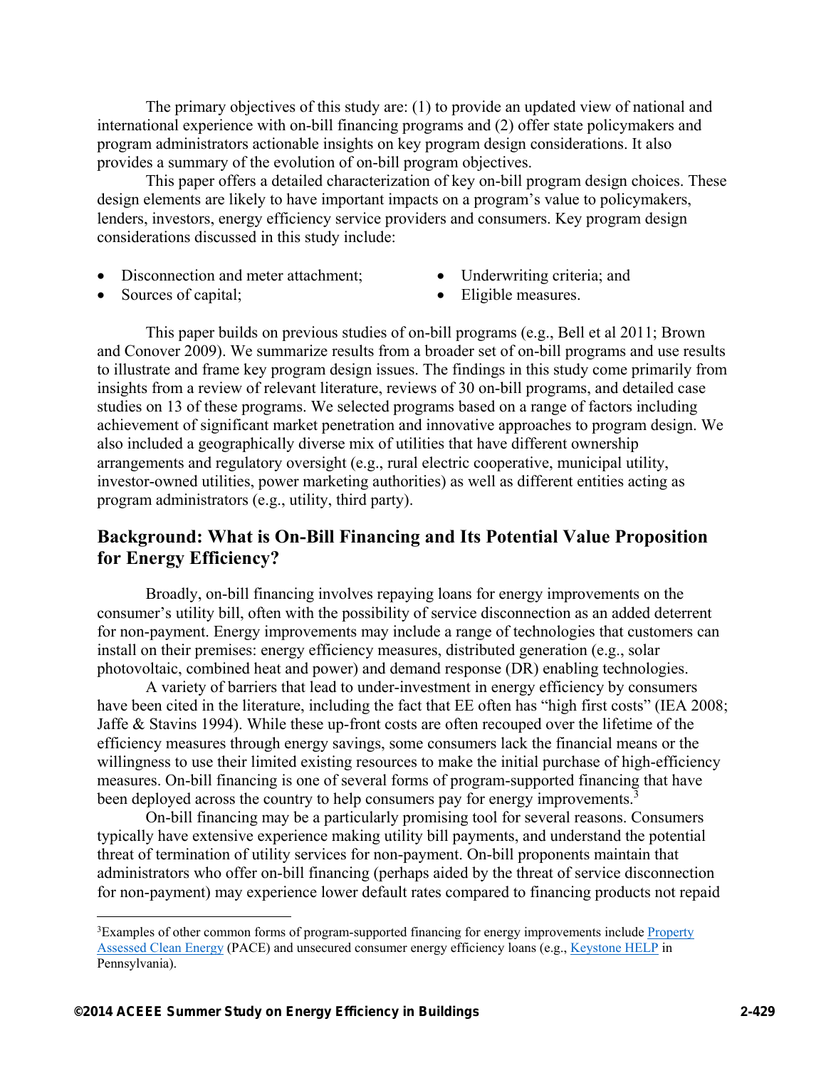The primary objectives of this study are: (1) to provide an updated view of national and international experience with on-bill financing programs and (2) offer state policymakers and program administrators actionable insights on key program design considerations. It also provides a summary of the evolution of on-bill program objectives.

This paper offers a detailed characterization of key on-bill program design choices. These design elements are likely to have important impacts on a program's value to policymakers, lenders, investors, energy efficiency service providers and consumers. Key program design considerations discussed in this study include:

- Disconnection and meter attachment;
- Sources of capital;
- Underwriting criteria; and
- Eligible measures.

This paper builds on previous studies of on-bill programs (e.g., Bell et al 2011; Brown and Conover 2009). We summarize results from a broader set of on-bill programs and use results to illustrate and frame key program design issues. The findings in this study come primarily from insights from a review of relevant literature, reviews of 30 on-bill programs, and detailed case studies on 13 of these programs. We selected programs based on a range of factors including achievement of significant market penetration and innovative approaches to program design. We also included a geographically diverse mix of utilities that have different ownership arrangements and regulatory oversight (e.g., rural electric cooperative, municipal utility, investor-owned utilities, power marketing authorities) as well as different entities acting as program administrators (e.g., utility, third party).

## Background: What is On-Bill Financing and Its Potential Value Proposition for Energy Efficiency?

Broadly, on-bill financing involves repaying loans for energy improvements on the consumer's utility bill, often with the possibility of service disconnection as an added deterrent for non-payment. Energy improvements may include a range of technologies that customers can install on their premises: energy efficiency measures, distributed generation (e.g., solar photovoltaic, combined heat and power) and demand response (DR) enabling technologies.

A variety of barriers that lead to under-investment in energy efficiency by consumers have been cited in the literature, including the fact that EE often has "high first costs" (IEA 2008; Jaffe & Stavins 1994). While these up-front costs are often recouped over the lifetime of the efficiency measures through energy savings, some consumers lack the financial means or the willingness to use their limited existing resources to make the initial purchase of high-efficiency measures. On-bill financing is one of several forms of program-supported financing that have been deployed across the country to help consumers pay for energy improvements.[3]

On-bill financing may be a particularly promising tool for several reasons. Consumers typically have extensive experience making utility bill payments, and understand the potential threat of termination of utility services for non-payment. On-bill proponents maintain that administrators who offer on-bill financing (perhaps aided by the threat of service disconnection for non-payment) may experience lower default rates compared to financing products not repaid

[3]Examples of other common forms of program-supported financing for energy improvements include Property Assessed Clean Energy (PACE) and unsecured consumer energy efficiency loans (e.g., Keystone HELP in Pennsylvania).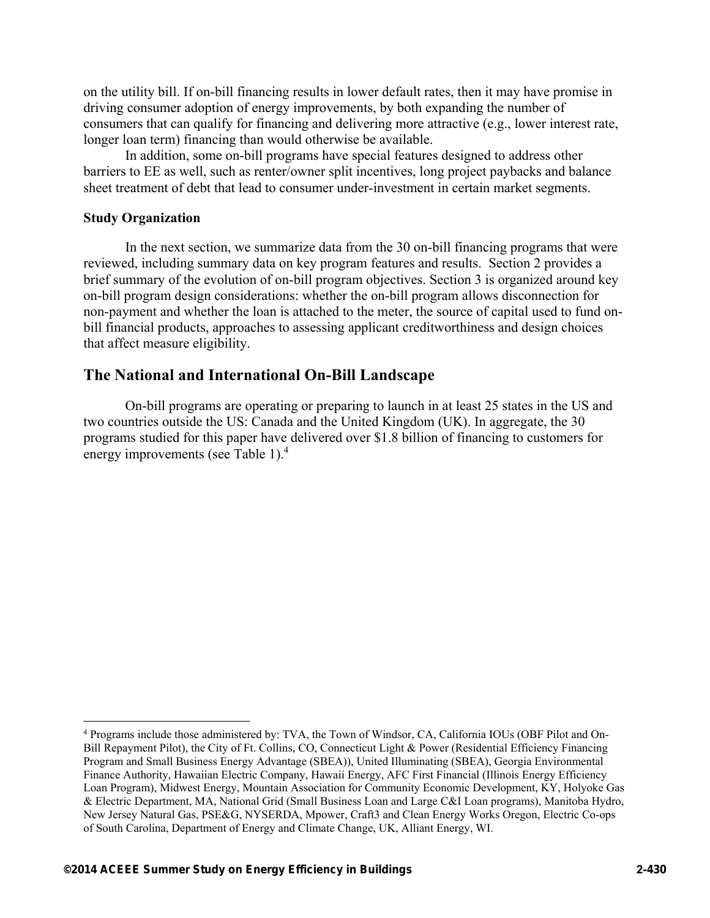on the utility bill. If on-bill financing results in lower default rates, then it may have promise in driving consumer adoption of energy improvements, by both expanding the number of consumers that can qualify for financing and delivering more attractive (e.g., lower interest rate, longer loan term) financing than would otherwise be available.

In addition, some on-bill programs have special features designed to address other barriers to EE as well, such as renter/owner split incentives, long project paybacks and balance sheet treatment of debt that lead to consumer under-investment in certain market segments.

**Study Organization**

In the next section, we summarize data from the 30 on-bill financing programs that were reviewed, including summary data on key program features and results. Section 2 provides a brief summary of the evolution of on-bill program objectives. Section 3 is organized around key on-bill program design considerations: whether the on-bill program allows disconnection for non-payment and whether the loan is attached to the meter, the source of capital used to fund on-bill financial products, approaches to assessing applicant creditworthiness and design choices that affect measure eligibility.

## The National and International On-Bill Landscape

On-bill programs are operating or preparing to launch in at least 25 states in the US and two countries outside the US: Canada and the United Kingdom (UK). In aggregate, the 30 programs studied for this paper have delivered over $1.8 billion of financing to customers for energy improvements (see Table 1).[4]

[4] Programs include those administered by: TVA, the Town of Windsor, CA, California IOUs (OBF Pilot and On-Bill Repayment Pilot), the City of Ft. Collins, CO, Connecticut Light & Power (Residential Efficiency Financing Program and Small Business Energy Advantage (SBEA)), United Illuminating (SBEA), Georgia Environmental Finance Authority, Hawaiian Electric Company, Hawaii Energy, AFC First Financial (Illinois Energy Efficiency Loan Program), Midwest Energy, Mountain Association for Community Economic Development, KY, Holyoke Gas & Electric Department, MA, National Grid (Small Business Loan and Large C&I Loan programs), Manitoba Hydro, New Jersey Natural Gas, PSE&G, NYSERDA, Mpower, Craft3 and Clean Energy Works Oregon, Electric Co-ops of South Carolina, Department of Energy and Climate Change, UK, Alliant Energy, WI.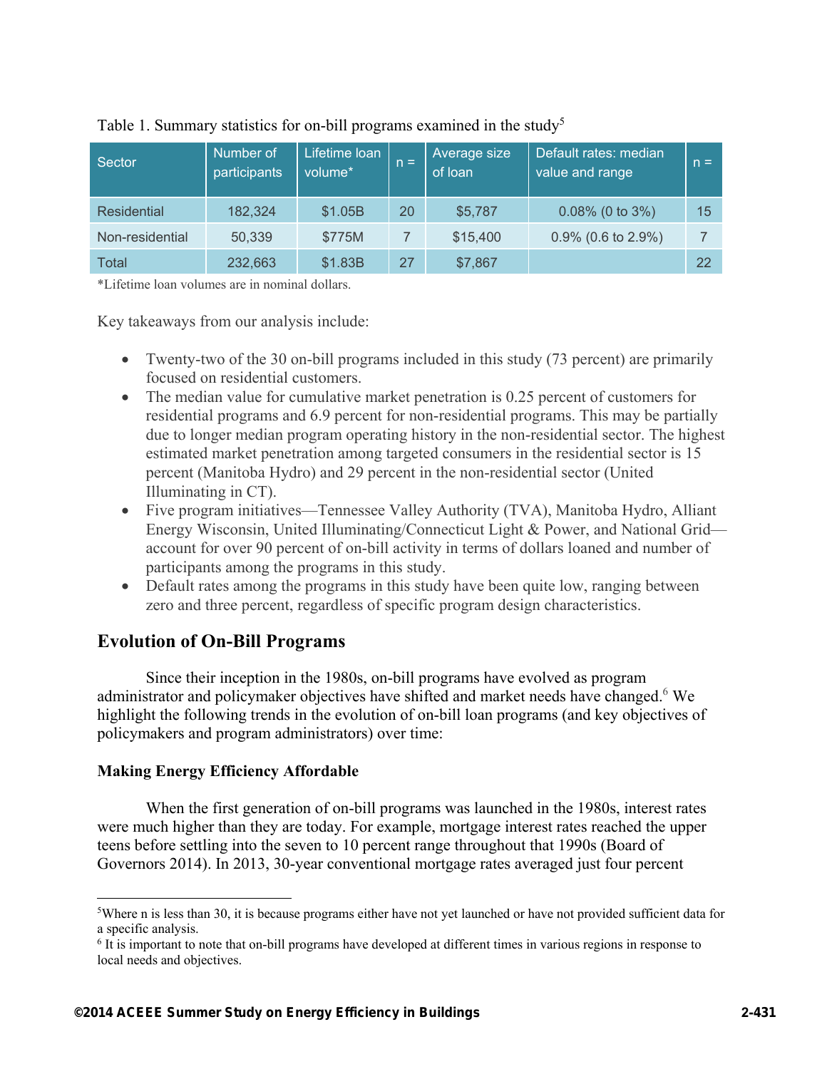Table 1. Summary statistics for on-bill programs examined in the study[5]

| Sector | Number of participants | Lifetime loan volume* | n = | Average size of loan | Default rates: median value and range | n = |
|---|---|---|---|---|---|---|
| Residential | 182,324 | $1.05B | 20 | $5,787 | 0.08% (0 to 3%) | 15 |
| Non-residential | 50,339 | $775M | 7 | $15,400 | 0.9% (0.6 to 2.9%) | 7 |
| Total | 232,663 | $1.83B | 27 | $7,867 | | 22 |

*Lifetime loan volumes are in nominal dollars.

Key takeaways from our analysis include:

- Twenty-two of the 30 on-bill programs included in this study (73 percent) are primarily focused on residential customers.
- The median value for cumulative market penetration is 0.25 percent of customers for residential programs and 6.9 percent for non-residential programs. This may be partially due to longer median program operating history in the non-residential sector. The highest estimated market penetration among targeted consumers in the residential sector is 15 percent (Manitoba Hydro) and 29 percent in the non-residential sector (United Illuminating in CT).
- Five program initiatives—Tennessee Valley Authority (TVA), Manitoba Hydro, Alliant Energy Wisconsin, United Illuminating/Connecticut Light & Power, and National Grid—account for over 90 percent of on-bill activity in terms of dollars loaned and number of participants among the programs in this study.
- Default rates among the programs in this study have been quite low, ranging between zero and three percent, regardless of specific program design characteristics.

## Evolution of On-Bill Programs

Since their inception in the 1980s, on-bill programs have evolved as program administrator and policymaker objectives have shifted and market needs have changed.[6] We highlight the following trends in the evolution of on-bill loan programs (and key objectives of policymakers and program administrators) over time:

### Making Energy Efficiency Affordable

When the first generation of on-bill programs was launched in the 1980s, interest rates were much higher than they are today. For example, mortgage interest rates reached the upper teens before settling into the seven to 10 percent range throughout that 1990s (Board of Governors 2014). In 2013, 30-year conventional mortgage rates averaged just four percent

[5] Where n is less than 30, it is because programs either have not yet launched or have not provided sufficient data for a specific analysis.

[6] It is important to note that on-bill programs have developed at different times in various regions in response to local needs and objectives.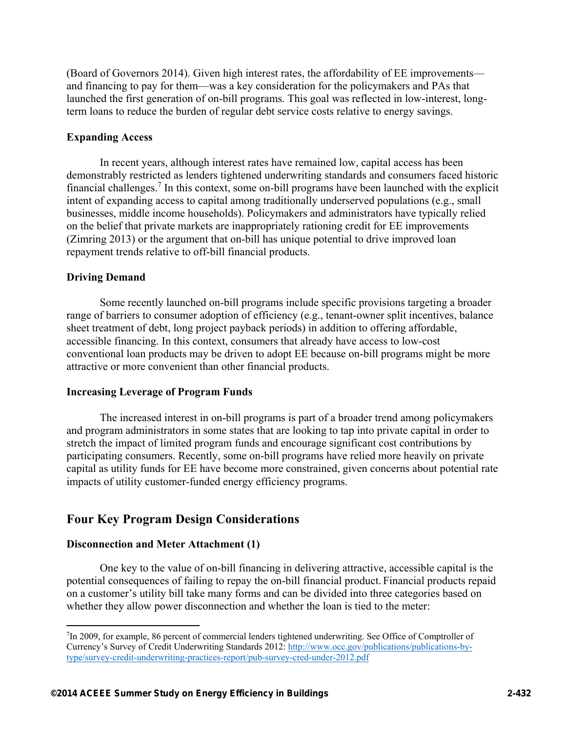(Board of Governors 2014). Given high interest rates, the affordability of EE improvements—and financing to pay for them—was a key consideration for the policymakers and PAs that launched the first generation of on-bill programs. This goal was reflected in low-interest, long-term loans to reduce the burden of regular debt service costs relative to energy savings.

### Expanding Access

In recent years, although interest rates have remained low, capital access has been demonstrably restricted as lenders tightened underwriting standards and consumers faced historic financial challenges.[7] In this context, some on-bill programs have been launched with the explicit intent of expanding access to capital among traditionally underserved populations (e.g., small businesses, middle income households). Policymakers and administrators have typically relied on the belief that private markets are inappropriately rationing credit for EE improvements (Zimring 2013) or the argument that on-bill has unique potential to drive improved loan repayment trends relative to off-bill financial products.

### Driving Demand

Some recently launched on-bill programs include specific provisions targeting a broader range of barriers to consumer adoption of efficiency (e.g., tenant-owner split incentives, balance sheet treatment of debt, long project payback periods) in addition to offering affordable, accessible financing. In this context, consumers that already have access to low-cost conventional loan products may be driven to adopt EE because on-bill programs might be more attractive or more convenient than other financial products.

### Increasing Leverage of Program Funds

The increased interest in on-bill programs is part of a broader trend among policymakers and program administrators in some states that are looking to tap into private capital in order to stretch the impact of limited program funds and encourage significant cost contributions by participating consumers. Recently, some on-bill programs have relied more heavily on private capital as utility funds for EE have become more constrained, given concerns about potential rate impacts of utility customer-funded energy efficiency programs.

## Four Key Program Design Considerations

### Disconnection and Meter Attachment (1)

One key to the value of on-bill financing in delivering attractive, accessible capital is the potential consequences of failing to repay the on-bill financial product. Financial products repaid on a customer's utility bill take many forms and can be divided into three categories based on whether they allow power disconnection and whether the loan is tied to the meter:

---

[7] In 2009, for example, 86 percent of commercial lenders tightened underwriting. See Office of Comptroller of Currency's Survey of Credit Underwriting Standards 2012: http://www.occ.gov/publications/publications-by-type/survey-credit-underwriting-practices-report/pub-survey-cred-under-2012.pdf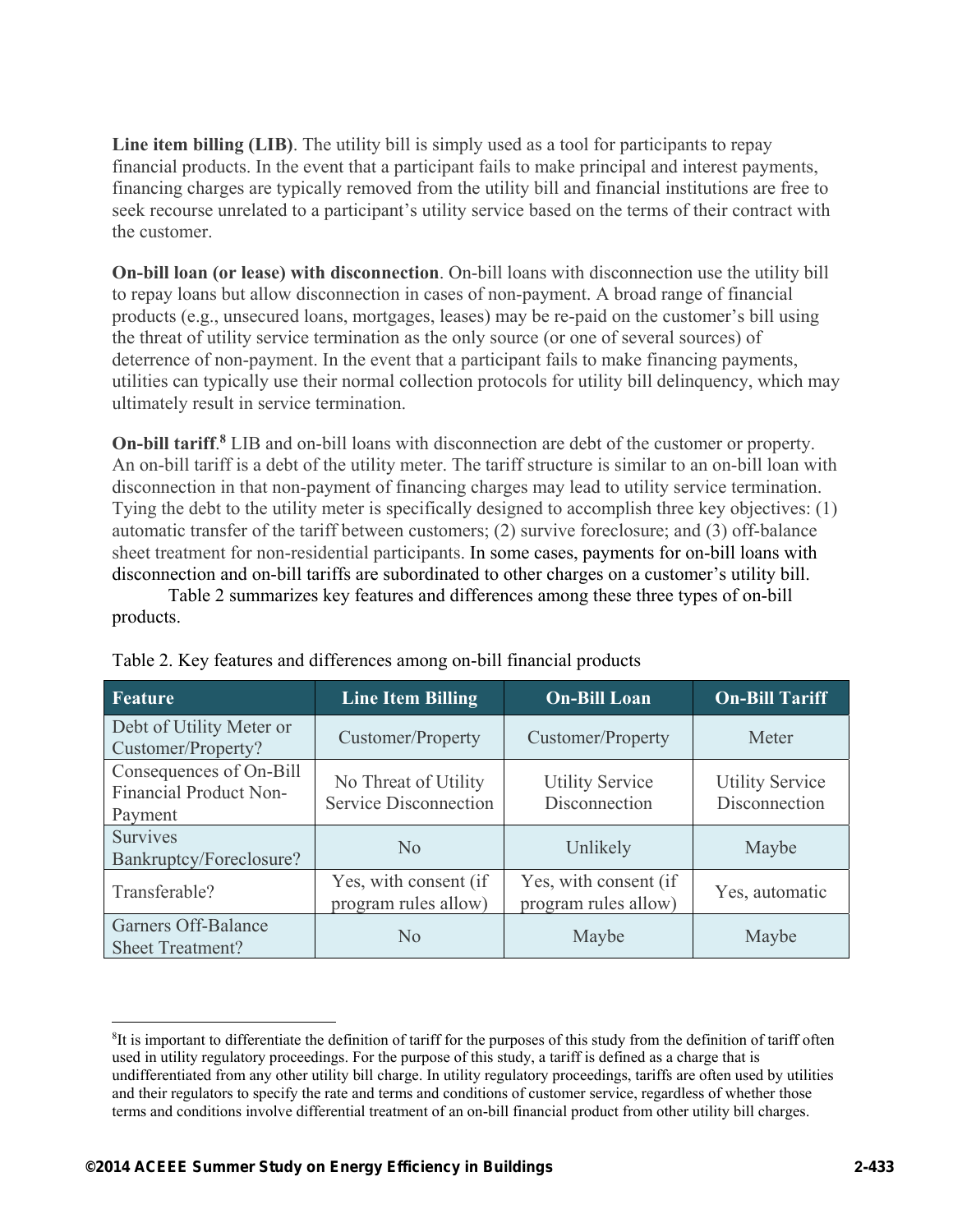**Line item billing (LIB)**. The utility bill is simply used as a tool for participants to repay financial products. In the event that a participant fails to make principal and interest payments, financing charges are typically removed from the utility bill and financial institutions are free to seek recourse unrelated to a participant's utility service based on the terms of their contract with the customer.

**On-bill loan (or lease) with disconnection**. On-bill loans with disconnection use the utility bill to repay loans but allow disconnection in cases of non-payment. A broad range of financial products (e.g., unsecured loans, mortgages, leases) may be re-paid on the customer's bill using the threat of utility service termination as the only source (or one of several sources) of deterrence of non-payment. In the event that a participant fails to make financing payments, utilities can typically use their normal collection protocols for utility bill delinquency, which may ultimately result in service termination.

**On-bill tariff**.[8] LIB and on-bill loans with disconnection are debt of the customer or property. An on-bill tariff is a debt of the utility meter. The tariff structure is similar to an on-bill loan with disconnection in that non-payment of financing charges may lead to utility service termination. Tying the debt to the utility meter is specifically designed to accomplish three key objectives: (1) automatic transfer of the tariff between customers; (2) survive foreclosure; and (3) off-balance sheet treatment for non-residential participants. In some cases, payments for on-bill loans with disconnection and on-bill tariffs are subordinated to other charges on a customer's utility bill.

Table 2 summarizes key features and differences among these three types of on-bill products.

Table 2. Key features and differences among on-bill financial products

| Feature | Line Item Billing | On-Bill Loan | On-Bill Tariff |
|---|---|---|---|
| Debt of Utility Meter or Customer/Property? | Customer/Property | Customer/Property | Meter |
| Consequences of On-Bill Financial Product Non-Payment | No Threat of Utility Service Disconnection | Utility Service Disconnection | Utility Service Disconnection |
| Survives Bankruptcy/Foreclosure? | No | Unlikely | Maybe |
| Transferable? | Yes, with consent (if program rules allow) | Yes, with consent (if program rules allow) | Yes, automatic |
| Garners Off-Balance Sheet Treatment? | No | Maybe | Maybe |

[8] It is important to differentiate the definition of tariff for the purposes of this study from the definition of tariff often used in utility regulatory proceedings. For the purpose of this study, a tariff is defined as a charge that is undifferentiated from any other utility bill charge. In utility regulatory proceedings, tariffs are often used by utilities and their regulators to specify the rate and terms and conditions of customer service, regardless of whether those terms and conditions involve differential treatment of an on-bill financial product from other utility bill charges.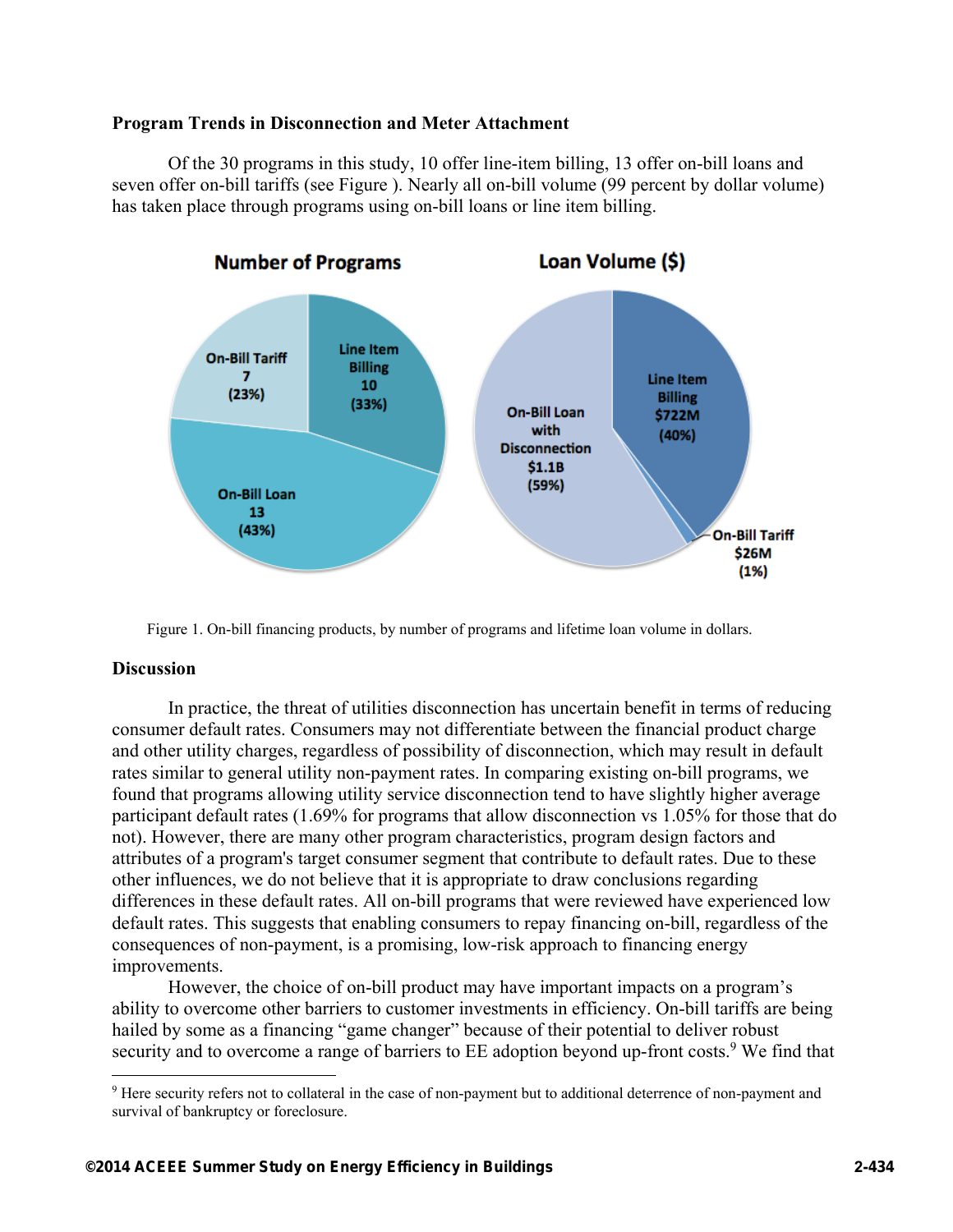**Program Trends in Disconnection and Meter Attachment**

Of the 30 programs in this study, 10 offer line-item billing, 13 offer on-bill loans and seven offer on-bill tariffs (see Figure ). Nearly all on-bill volume (99 percent by dollar volume) has taken place through programs using on-bill loans or line item billing.

Number of Programs

On-Bill Tariff
7
(23%)

Line Item Billing
10
(33%)

On-Bill Loan
13
(43%)

Loan Volume ($)

On-Bill Loan with Disconnection
$1.1B
(59%)

Line Item Billing
$722M
(40%)

On-Bill Tariff
$26M
(1%)

Figure 1. On-bill financing products, by number of programs and lifetime loan volume in dollars.

**Discussion**

In practice, the threat of utilities disconnection has uncertain benefit in terms of reducing consumer default rates. Consumers may not differentiate between the financial product charge and other utility charges, regardless of possibility of disconnection, which may result in default rates similar to general utility non-payment rates. In comparing existing on-bill programs, we found that programs allowing utility service disconnection tend to have slightly higher average participant default rates (1.69% for programs that allow disconnection vs 1.05% for those that do not). However, there are many other program characteristics, program design factors and attributes of a program's target consumer segment that contribute to default rates. Due to these other influences, we do not believe that it is appropriate to draw conclusions regarding differences in these default rates. All on-bill programs that were reviewed have experienced low default rates. This suggests that enabling consumers to repay financing on-bill, regardless of the consequences of non-payment, is a promising, low-risk approach to financing energy improvements.

However, the choice of on-bill product may have important impacts on a program's ability to overcome other barriers to customer investments in efficiency. On-bill tariffs are being hailed by some as a financing "game changer" because of their potential to deliver robust security and to overcome a range of barriers to EE adoption beyond up-front costs.[9] We find that

[9] Here security refers not to collateral in the case of non-payment but to additional deterrence of non-payment and survival of bankruptcy or foreclosure.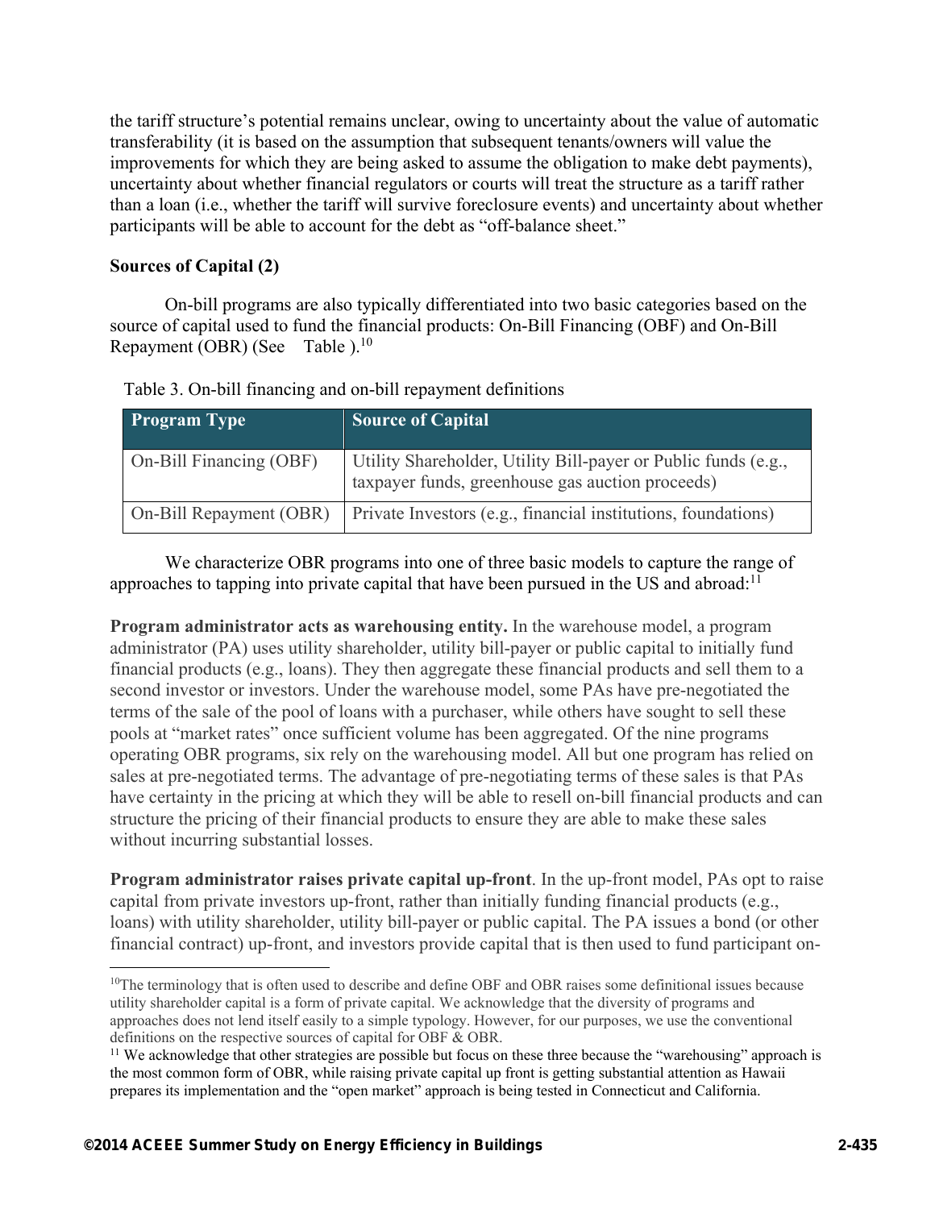the tariff structure's potential remains unclear, owing to uncertainty about the value of automatic transferability (it is based on the assumption that subsequent tenants/owners will value the improvements for which they are being asked to assume the obligation to make debt payments), uncertainty about whether financial regulators or courts will treat the structure as a tariff rather than a loan (i.e., whether the tariff will survive foreclosure events) and uncertainty about whether participants will be able to account for the debt as "off-balance sheet."

**Sources of Capital (2)**

On-bill programs are also typically differentiated into two basic categories based on the source of capital used to fund the financial products: On-Bill Financing (OBF) and On-Bill Repayment (OBR) (See Table ).[10]

Table 3. On-bill financing and on-bill repayment definitions

| Program Type | Source of Capital |
|---|---|
| On-Bill Financing (OBF) | Utility Shareholder, Utility Bill-payer or Public funds (e.g., taxpayer funds, greenhouse gas auction proceeds) |
| On-Bill Repayment (OBR) | Private Investors (e.g., financial institutions, foundations) |

We characterize OBR programs into one of three basic models to capture the range of approaches to tapping into private capital that have been pursued in the US and abroad:[11]

**Program administrator acts as warehousing entity.** In the warehouse model, a program administrator (PA) uses utility shareholder, utility bill-payer or public capital to initially fund financial products (e.g., loans). They then aggregate these financial products and sell them to a second investor or investors. Under the warehouse model, some PAs have pre-negotiated the terms of the sale of the pool of loans with a purchaser, while others have sought to sell these pools at "market rates" once sufficient volume has been aggregated. Of the nine programs operating OBR programs, six rely on the warehousing model. All but one program has relied on sales at pre-negotiated terms. The advantage of pre-negotiating terms of these sales is that PAs have certainty in the pricing at which they will be able to resell on-bill financial products and can structure the pricing of their financial products to ensure they are able to make these sales without incurring substantial losses.

**Program administrator raises private capital up-front**. In the up-front model, PAs opt to raise capital from private investors up-front, rather than initially funding financial products (e.g., loans) with utility shareholder, utility bill-payer or public capital. The PA issues a bond (or other financial contract) up-front, and investors provide capital that is then used to fund participant on-

[10] The terminology that is often used to describe and define OBF and OBR raises some definitional issues because utility shareholder capital is a form of private capital. We acknowledge that the diversity of programs and approaches does not lend itself easily to a simple typology. However, for our purposes, we use the conventional definitions on the respective sources of capital for OBF & OBR.

[11] We acknowledge that other strategies are possible but focus on these three because the "warehousing" approach is the most common form of OBR, while raising private capital up front is getting substantial attention as Hawaii prepares its implementation and the "open market" approach is being tested in Connecticut and California.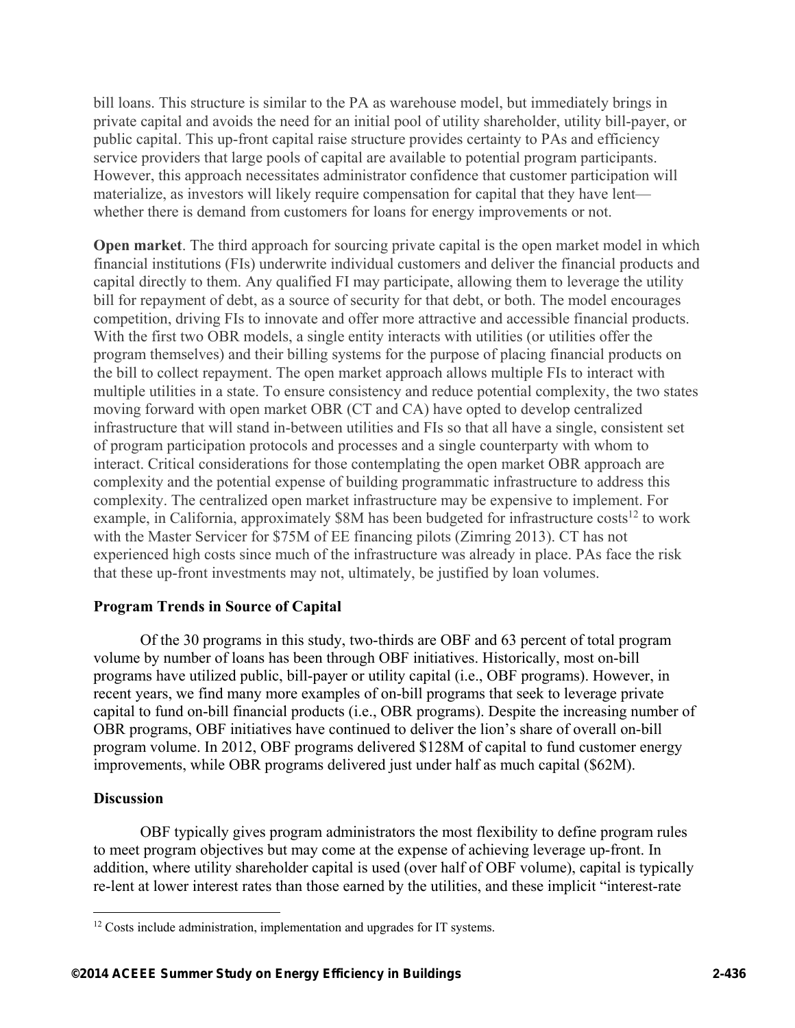bill loans. This structure is similar to the PA as warehouse model, but immediately brings in private capital and avoids the need for an initial pool of utility shareholder, utility bill-payer, or public capital. This up-front capital raise structure provides certainty to PAs and efficiency service providers that large pools of capital are available to potential program participants. However, this approach necessitates administrator confidence that customer participation will materialize, as investors will likely require compensation for capital that they have lent—whether there is demand from customers for loans for energy improvements or not.

**Open market**. The third approach for sourcing private capital is the open market model in which financial institutions (FIs) underwrite individual customers and deliver the financial products and capital directly to them. Any qualified FI may participate, allowing them to leverage the utility bill for repayment of debt, as a source of security for that debt, or both. The model encourages competition, driving FIs to innovate and offer more attractive and accessible financial products. With the first two OBR models, a single entity interacts with utilities (or utilities offer the program themselves) and their billing systems for the purpose of placing financial products on the bill to collect repayment. The open market approach allows multiple FIs to interact with multiple utilities in a state. To ensure consistency and reduce potential complexity, the two states moving forward with open market OBR (CT and CA) have opted to develop centralized infrastructure that will stand in-between utilities and FIs so that all have a single, consistent set of program participation protocols and processes and a single counterparty with whom to interact. Critical considerations for those contemplating the open market OBR approach are complexity and the potential expense of building programmatic infrastructure to address this complexity. The centralized open market infrastructure may be expensive to implement. For example, in California, approximately $8M has been budgeted for infrastructure costs[12] to work with the Master Servicer for $75M of EE financing pilots (Zimring 2013). CT has not experienced high costs since much of the infrastructure was already in place. PAs face the risk that these up-front investments may not, ultimately, be justified by loan volumes.

### Program Trends in Source of Capital

Of the 30 programs in this study, two-thirds are OBF and 63 percent of total program volume by number of loans has been through OBF initiatives. Historically, most on-bill programs have utilized public, bill-payer or utility capital (i.e., OBF programs). However, in recent years, we find many more examples of on-bill programs that seek to leverage private capital to fund on-bill financial products (i.e., OBR programs). Despite the increasing number of OBR programs, OBF initiatives have continued to deliver the lion's share of overall on-bill program volume. In 2012, OBF programs delivered $128M of capital to fund customer energy improvements, while OBR programs delivered just under half as much capital ($62M).

### Discussion

OBF typically gives program administrators the most flexibility to define program rules to meet program objectives but may come at the expense of achieving leverage up-front. In addition, where utility shareholder capital is used (over half of OBF volume), capital is typically re-lent at lower interest rates than those earned by the utilities, and these implicit "interest-rate

[12] Costs include administration, implementation and upgrades for IT systems.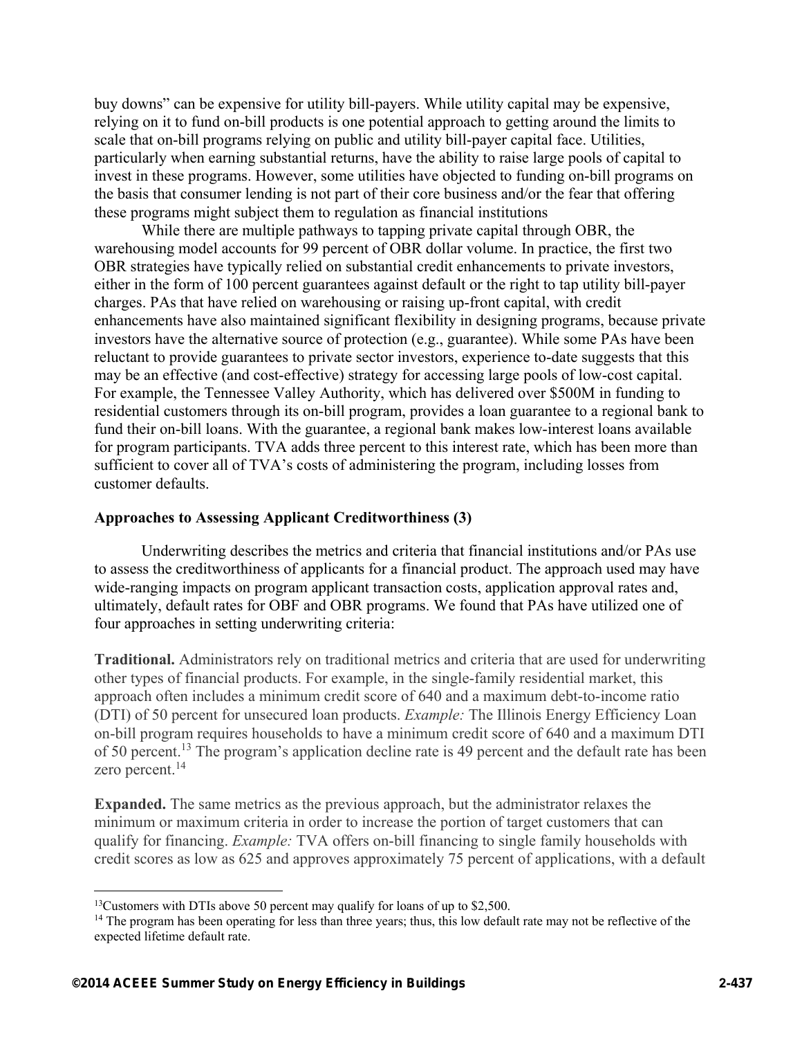buy downs" can be expensive for utility bill-payers. While utility capital may be expensive, relying on it to fund on-bill products is one potential approach to getting around the limits to scale that on-bill programs relying on public and utility bill-payer capital face. Utilities, particularly when earning substantial returns, have the ability to raise large pools of capital to invest in these programs. However, some utilities have objected to funding on-bill programs on the basis that consumer lending is not part of their core business and/or the fear that offering these programs might subject them to regulation as financial institutions

While there are multiple pathways to tapping private capital through OBR, the warehousing model accounts for 99 percent of OBR dollar volume. In practice, the first two OBR strategies have typically relied on substantial credit enhancements to private investors, either in the form of 100 percent guarantees against default or the right to tap utility bill-payer charges. PAs that have relied on warehousing or raising up-front capital, with credit enhancements have also maintained significant flexibility in designing programs, because private investors have the alternative source of protection (e.g., guarantee). While some PAs have been reluctant to provide guarantees to private sector investors, experience to-date suggests that this may be an effective (and cost-effective) strategy for accessing large pools of low-cost capital. For example, the Tennessee Valley Authority, which has delivered over \$500M in funding to residential customers through its on-bill program, provides a loan guarantee to a regional bank to fund their on-bill loans. With the guarantee, a regional bank makes low-interest loans available for program participants. TVA adds three percent to this interest rate, which has been more than sufficient to cover all of TVA's costs of administering the program, including losses from customer defaults.

**Approaches to Assessing Applicant Creditworthiness (3)**

Underwriting describes the metrics and criteria that financial institutions and/or PAs use to assess the creditworthiness of applicants for a financial product. The approach used may have wide-ranging impacts on program applicant transaction costs, application approval rates and, ultimately, default rates for OBF and OBR programs. We found that PAs have utilized one of four approaches in setting underwriting criteria:

**Traditional.** Administrators rely on traditional metrics and criteria that are used for underwriting other types of financial products. For example, in the single-family residential market, this approach often includes a minimum credit score of 640 and a maximum debt-to-income ratio (DTI) of 50 percent for unsecured loan products. *Example:* The Illinois Energy Efficiency Loan on-bill program requires households to have a minimum credit score of 640 and a maximum DTI of 50 percent.[13] The program's application decline rate is 49 percent and the default rate has been zero percent.[14]

**Expanded.** The same metrics as the previous approach, but the administrator relaxes the minimum or maximum criteria in order to increase the portion of target customers that can qualify for financing. *Example:* TVA offers on-bill financing to single family households with credit scores as low as 625 and approves approximately 75 percent of applications, with a default

[13] Customers with DTIs above 50 percent may qualify for loans of up to \$2,500.

[14] The program has been operating for less than three years; thus, this low default rate may not be reflective of the expected lifetime default rate.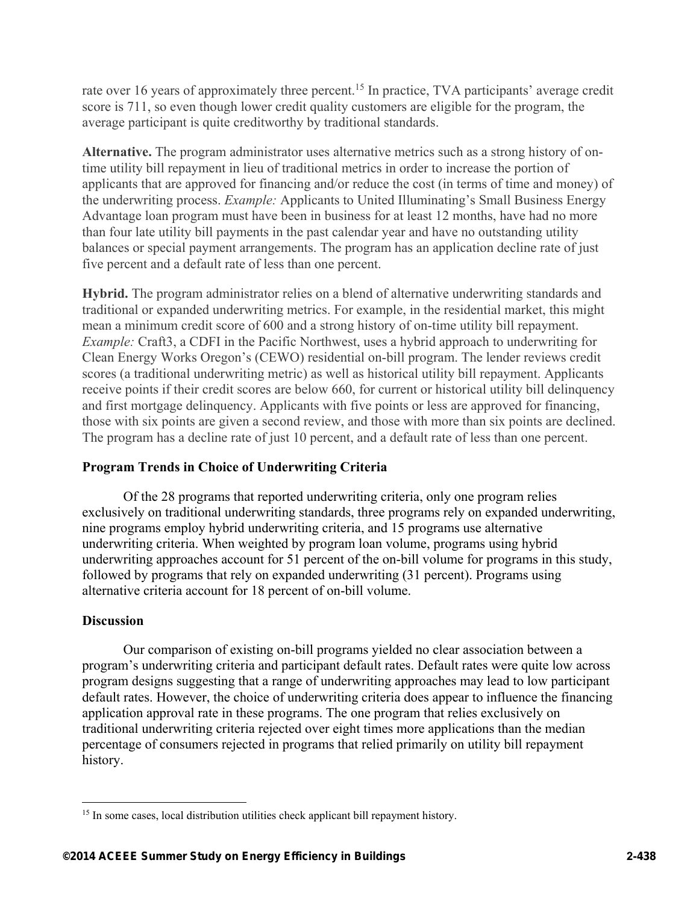rate over 16 years of approximately three percent.[15] In practice, TVA participants' average credit score is 711, so even though lower credit quality customers are eligible for the program, the average participant is quite creditworthy by traditional standards.

**Alternative.** The program administrator uses alternative metrics such as a strong history of on-time utility bill repayment in lieu of traditional metrics in order to increase the portion of applicants that are approved for financing and/or reduce the cost (in terms of time and money) of the underwriting process. *Example:* Applicants to United Illuminating's Small Business Energy Advantage loan program must have been in business for at least 12 months, have had no more than four late utility bill payments in the past calendar year and have no outstanding utility balances or special payment arrangements. The program has an application decline rate of just five percent and a default rate of less than one percent.

**Hybrid.** The program administrator relies on a blend of alternative underwriting standards and traditional or expanded underwriting metrics. For example, in the residential market, this might mean a minimum credit score of 600 and a strong history of on-time utility bill repayment. *Example:* Craft3, a CDFI in the Pacific Northwest, uses a hybrid approach to underwriting for Clean Energy Works Oregon's (CEWO) residential on-bill program. The lender reviews credit scores (a traditional underwriting metric) as well as historical utility bill repayment. Applicants receive points if their credit scores are below 660, for current or historical utility bill delinquency and first mortgage delinquency. Applicants with five points or less are approved for financing, those with six points are given a second review, and those with more than six points are declined. The program has a decline rate of just 10 percent, and a default rate of less than one percent.

### Program Trends in Choice of Underwriting Criteria

Of the 28 programs that reported underwriting criteria, only one program relies exclusively on traditional underwriting standards, three programs rely on expanded underwriting, nine programs employ hybrid underwriting criteria, and 15 programs use alternative underwriting criteria. When weighted by program loan volume, programs using hybrid underwriting approaches account for 51 percent of the on-bill volume for programs in this study, followed by programs that rely on expanded underwriting (31 percent). Programs using alternative criteria account for 18 percent of on-bill volume.

### Discussion

Our comparison of existing on-bill programs yielded no clear association between a program's underwriting criteria and participant default rates. Default rates were quite low across program designs suggesting that a range of underwriting approaches may lead to low participant default rates. However, the choice of underwriting criteria does appear to influence the financing application approval rate in these programs. The one program that relies exclusively on traditional underwriting criteria rejected over eight times more applications than the median percentage of consumers rejected in programs that relied primarily on utility bill repayment history.

[15] In some cases, local distribution utilities check applicant bill repayment history.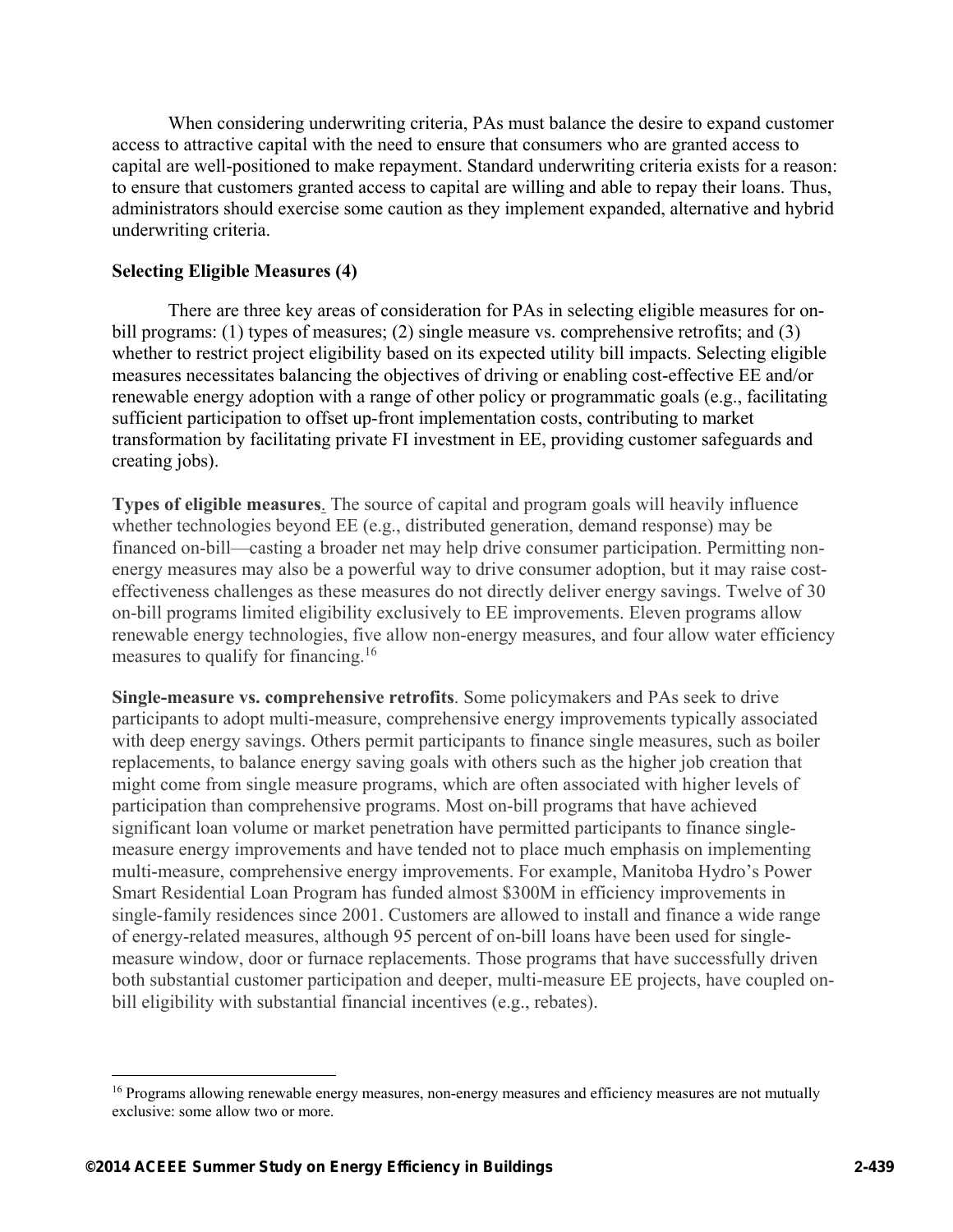When considering underwriting criteria, PAs must balance the desire to expand customer access to attractive capital with the need to ensure that consumers who are granted access to capital are well-positioned to make repayment. Standard underwriting criteria exists for a reason: to ensure that customers granted access to capital are willing and able to repay their loans. Thus, administrators should exercise some caution as they implement expanded, alternative and hybrid underwriting criteria.

**Selecting Eligible Measures (4)**

There are three key areas of consideration for PAs in selecting eligible measures for on-bill programs: (1) types of measures; (2) single measure vs. comprehensive retrofits; and (3) whether to restrict project eligibility based on its expected utility bill impacts. Selecting eligible measures necessitates balancing the objectives of driving or enabling cost-effective EE and/or renewable energy adoption with a range of other policy or programmatic goals (e.g., facilitating sufficient participation to offset up-front implementation costs, contributing to market transformation by facilitating private FI investment in EE, providing customer safeguards and creating jobs).

**Types of eligible measures**. The source of capital and program goals will heavily influence whether technologies beyond EE (e.g., distributed generation, demand response) may be financed on-bill—casting a broader net may help drive consumer participation. Permitting non-energy measures may also be a powerful way to drive consumer adoption, but it may raise cost-effectiveness challenges as these measures do not directly deliver energy savings. Twelve of 30 on-bill programs limited eligibility exclusively to EE improvements. Eleven programs allow renewable energy technologies, five allow non-energy measures, and four allow water efficiency measures to qualify for financing.[16]

**Single-measure vs. comprehensive retrofits**. Some policymakers and PAs seek to drive participants to adopt multi-measure, comprehensive energy improvements typically associated with deep energy savings. Others permit participants to finance single measures, such as boiler replacements, to balance energy saving goals with others such as the higher job creation that might come from single measure programs, which are often associated with higher levels of participation than comprehensive programs. Most on-bill programs that have achieved significant loan volume or market penetration have permitted participants to finance single-measure energy improvements and have tended not to place much emphasis on implementing multi-measure, comprehensive energy improvements. For example, Manitoba Hydro's Power Smart Residential Loan Program has funded almost $300M in efficiency improvements in single-family residences since 2001. Customers are allowed to install and finance a wide range of energy-related measures, although 95 percent of on-bill loans have been used for single-measure window, door or furnace replacements. Those programs that have successfully driven both substantial customer participation and deeper, multi-measure EE projects, have coupled on-bill eligibility with substantial financial incentives (e.g., rebates).

[16] Programs allowing renewable energy measures, non-energy measures and efficiency measures are not mutually exclusive: some allow two or more.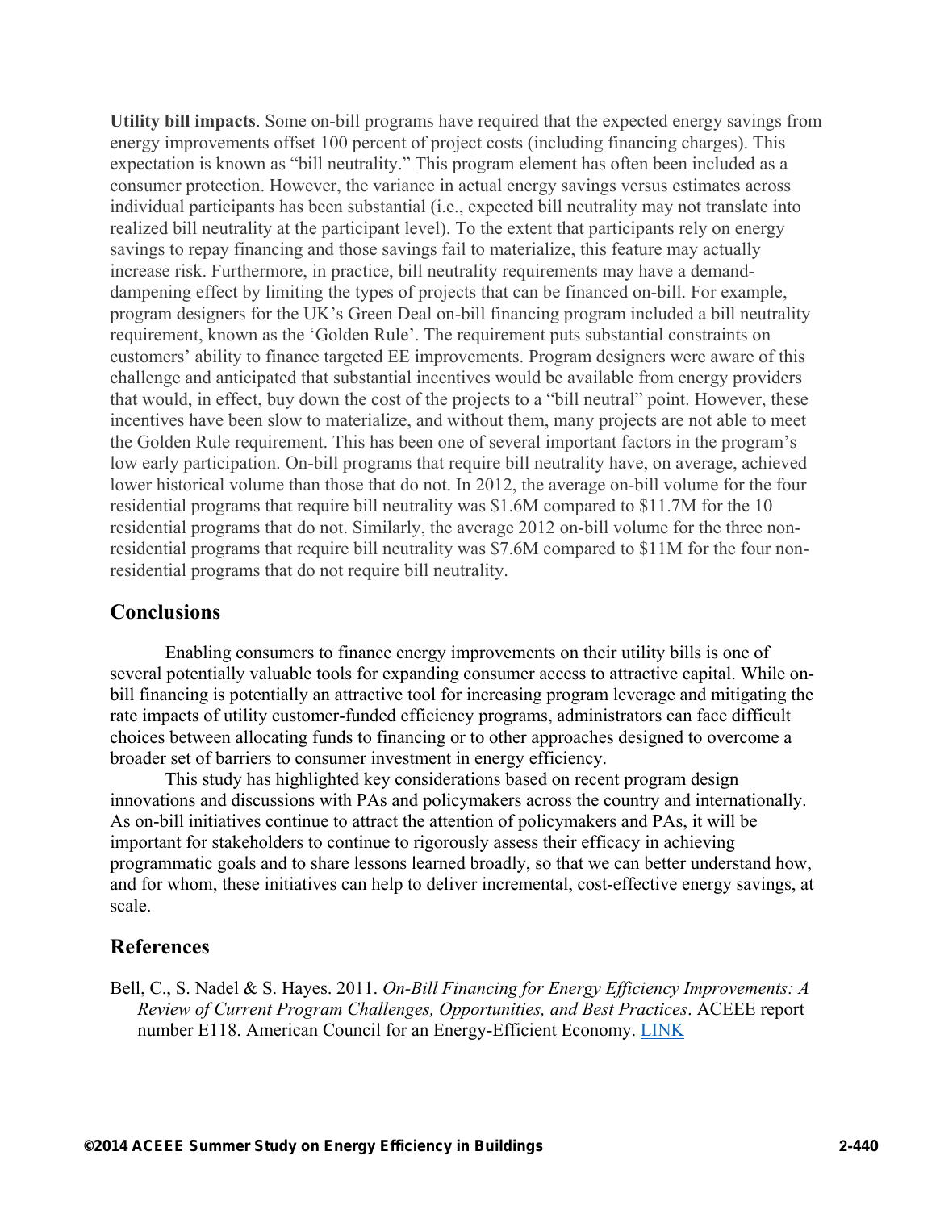**Utility bill impacts**. Some on-bill programs have required that the expected energy savings from energy improvements offset 100 percent of project costs (including financing charges). This expectation is known as "bill neutrality." This program element has often been included as a consumer protection. However, the variance in actual energy savings versus estimates across individual participants has been substantial (i.e., expected bill neutrality may not translate into realized bill neutrality at the participant level). To the extent that participants rely on energy savings to repay financing and those savings fail to materialize, this feature may actually increase risk. Furthermore, in practice, bill neutrality requirements may have a demand-dampening effect by limiting the types of projects that can be financed on-bill. For example, program designers for the UK's Green Deal on-bill financing program included a bill neutrality requirement, known as the 'Golden Rule'. The requirement puts substantial constraints on customers' ability to finance targeted EE improvements. Program designers were aware of this challenge and anticipated that substantial incentives would be available from energy providers that would, in effect, buy down the cost of the projects to a "bill neutral" point. However, these incentives have been slow to materialize, and without them, many projects are not able to meet the Golden Rule requirement. This has been one of several important factors in the program's low early participation. On-bill programs that require bill neutrality have, on average, achieved lower historical volume than those that do not. In 2012, the average on-bill volume for the four residential programs that require bill neutrality was $1.6M compared to $11.7M for the 10 residential programs that do not. Similarly, the average 2012 on-bill volume for the three non-residential programs that require bill neutrality was $7.6M compared to $11M for the four non-residential programs that do not require bill neutrality.

## Conclusions

Enabling consumers to finance energy improvements on their utility bills is one of several potentially valuable tools for expanding consumer access to attractive capital. While on-bill financing is potentially an attractive tool for increasing program leverage and mitigating the rate impacts of utility customer-funded efficiency programs, administrators can face difficult choices between allocating funds to financing or to other approaches designed to overcome a broader set of barriers to consumer investment in energy efficiency.

This study has highlighted key considerations based on recent program design innovations and discussions with PAs and policymakers across the country and internationally. As on-bill initiatives continue to attract the attention of policymakers and PAs, it will be important for stakeholders to continue to rigorously assess their efficacy in achieving programmatic goals and to share lessons learned broadly, so that we can better understand how, and for whom, these initiatives can help to deliver incremental, cost-effective energy savings, at scale.

## References

Bell, C., S. Nadel & S. Hayes. 2011. *On-Bill Financing for Energy Efficiency Improvements: A Review of Current Program Challenges, Opportunities, and Best Practices*. ACEEE report number E118. American Council for an Energy-Efficient Economy. LINK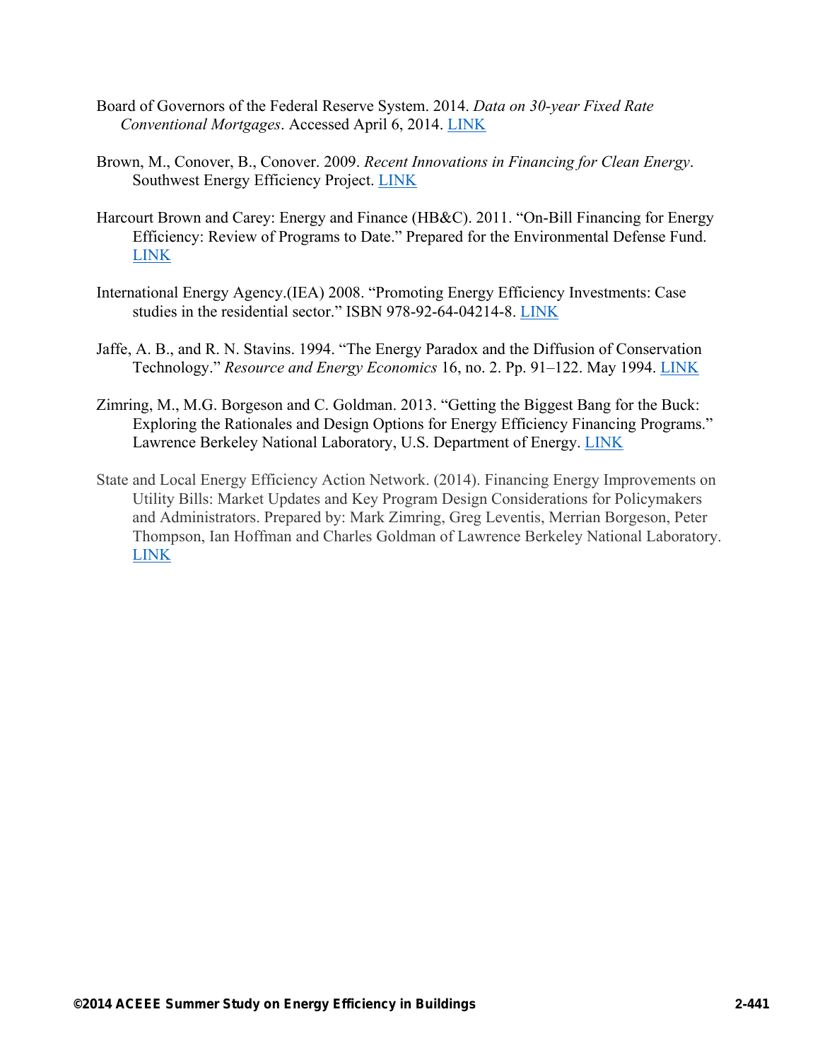Board of Governors of the Federal Reserve System. 2014. *Data on 30-year Fixed Rate Conventional Mortgages*. Accessed April 6, 2014. LINK

Brown, M., Conover, B., Conover. 2009. *Recent Innovations in Financing for Clean Energy*. Southwest Energy Efficiency Project. LINK

Harcourt Brown and Carey: Energy and Finance (HB&C). 2011. "On-Bill Financing for Energy Efficiency: Review of Programs to Date." Prepared for the Environmental Defense Fund. LINK

International Energy Agency.(IEA) 2008. "Promoting Energy Efficiency Investments: Case studies in the residential sector." ISBN 978-92-64-04214-8. LINK

Jaffe, A. B., and R. N. Stavins. 1994. "The Energy Paradox and the Diffusion of Conservation Technology." *Resource and Energy Economics* 16, no. 2. Pp. 91–122. May 1994. LINK

Zimring, M., M.G. Borgeson and C. Goldman. 2013. "Getting the Biggest Bang for the Buck: Exploring the Rationales and Design Options for Energy Efficiency Financing Programs." Lawrence Berkeley National Laboratory, U.S. Department of Energy. LINK

State and Local Energy Efficiency Action Network. (2014). Financing Energy Improvements on Utility Bills: Market Updates and Key Program Design Considerations for Policymakers and Administrators. Prepared by: Mark Zimring, Greg Leventis, Merrian Borgeson, Peter Thompson, Ian Hoffman and Charles Goldman of Lawrence Berkeley National Laboratory. LINK